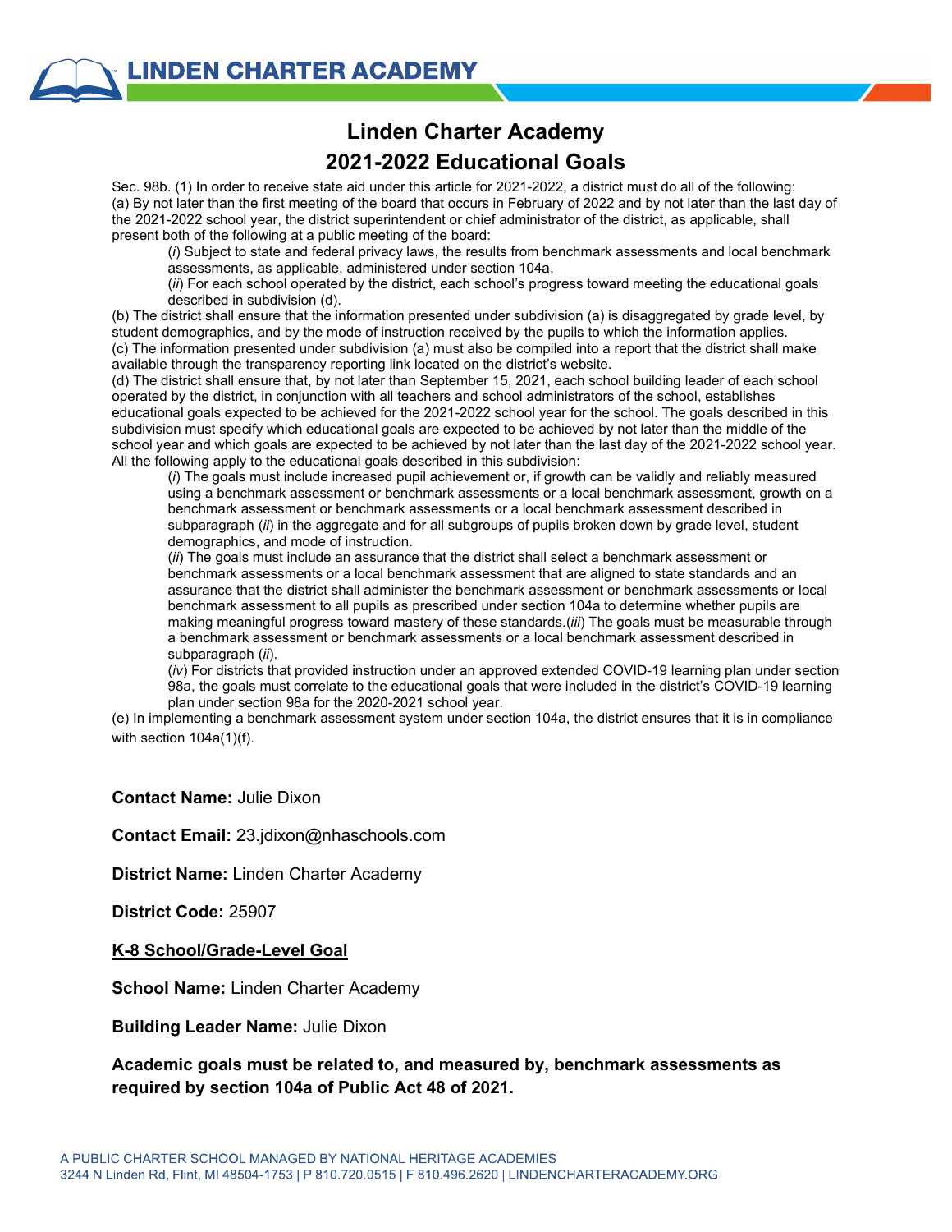# Linden Charter Academy

## 2021-2022 Educational Goals

Sec. 98b. (1) In order to receive state aid under this article for 2021-2022, a district must do all of the following:
(a) By not later than the first meeting of the board that occurs in February of 2022 and by not later than the last day of the 2021-2022 school year, the district superintendent or chief administrator of the district, as applicable, shall present both of the following at a public meeting of the board:

(*i*) Subject to state and federal privacy laws, the results from benchmark assessments and local benchmark assessments, as applicable, administered under section 104a.
(*ii*) For each school operated by the district, each school's progress toward meeting the educational goals described in subdivision (d).

(b) The district shall ensure that the information presented under subdivision (a) is disaggregated by grade level, by student demographics, and by the mode of instruction received by the pupils to which the information applies.
(c) The information presented under subdivision (a) must also be compiled into a report that the district shall make available through the transparency reporting link located on the district's website.
(d) The district shall ensure that, by not later than September 15, 2021, each school building leader of each school operated by the district, in conjunction with all teachers and school administrators of the school, establishes educational goals expected to be achieved for the 2021-2022 school year for the school. The goals described in this subdivision must specify which educational goals are expected to be achieved by not later than the middle of the school year and which goals are expected to be achieved by not later than the last day of the 2021-2022 school year. All the following apply to the educational goals described in this subdivision:

(*i*) The goals must include increased pupil achievement or, if growth can be validly and reliably measured using a benchmark assessment or benchmark assessments or a local benchmark assessment, growth on a benchmark assessment or benchmark assessments or a local benchmark assessment described in subparagraph (*ii*) in the aggregate and for all subgroups of pupils broken down by grade level, student demographics, and mode of instruction.
(*ii*) The goals must include an assurance that the district shall select a benchmark assessment or benchmark assessments or a local benchmark assessment that are aligned to state standards and an assurance that the district shall administer the benchmark assessment or benchmark assessments or local benchmark assessment to all pupils as prescribed under section 104a to determine whether pupils are making meaningful progress toward mastery of these standards.(*iii*) The goals must be measurable through a benchmark assessment or benchmark assessments or a local benchmark assessment described in subparagraph (*ii*).
(*iv*) For districts that provided instruction under an approved extended COVID-19 learning plan under section 98a, the goals must correlate to the educational goals that were included in the district's COVID-19 learning plan under section 98a for the 2020-2021 school year.

(e) In implementing a benchmark assessment system under section 104a, the district ensures that it is in compliance with section 104a(1)(f).

**Contact Name:** Julie Dixon

**Contact Email:** 23.jdixon@nhaschools.com

**District Name:** Linden Charter Academy

**District Code:** 25907

**K-8 School/Grade-Level Goal**

**School Name:** Linden Charter Academy

**Building Leader Name:** Julie Dixon

**Academic goals must be related to, and measured by, benchmark assessments as required by section 104a of Public Act 48 of 2021.**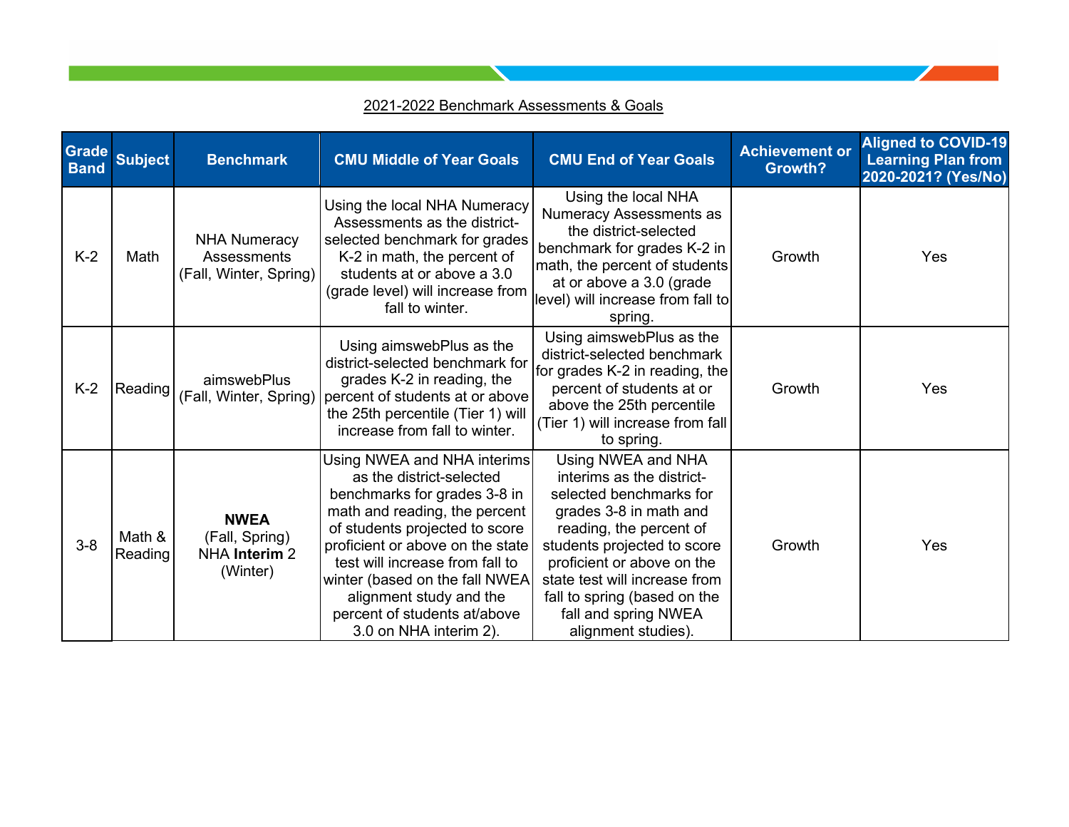2021-2022 Benchmark Assessments & Goals

| Grade Band | Subject | Benchmark | CMU Middle of Year Goals | CMU End of Year Goals | Achievement or Growth? | Aligned to COVID-19 Learning Plan from 2020-2021? (Yes/No) |
|---|---|---|---|---|---|---|
| K-2 | Math | NHA Numeracy Assessments (Fall, Winter, Spring) | Using the local NHA Numeracy Assessments as the district-selected benchmark for grades K-2 in math, the percent of students at or above a 3.0 (grade level) will increase from fall to winter. | Using the local NHA Numeracy Assessments as the district-selected benchmark for grades K-2 in math, the percent of students at or above a 3.0 (grade level) will increase from fall to spring. | Growth | Yes |
| K-2 | Reading | aimswebPlus (Fall, Winter, Spring) | Using aimswebPlus as the district-selected benchmark for grades K-2 in reading, the percent of students at or above the 25th percentile (Tier 1) will increase from fall to winter. | Using aimswebPlus as the district-selected benchmark for grades K-2 in reading, the percent of students at or above the 25th percentile (Tier 1) will increase from fall to spring. | Growth | Yes |
| 3-8 | Math & Reading | **NWEA** (Fall, Spring) NHA **Interim** 2 (Winter) | Using NWEA and NHA interims as the district-selected benchmarks for grades 3-8 in math and reading, the percent of students projected to score proficient or above on the state test will increase from fall to winter (based on the fall NWEA alignment study and the percent of students at/above 3.0 on NHA interim 2). | Using NWEA and NHA interims as the district-selected benchmarks for grades 3-8 in math and reading, the percent of students projected to score proficient or above on the state test will increase from fall to spring (based on the fall and spring NWEA alignment studies). | Growth | Yes |